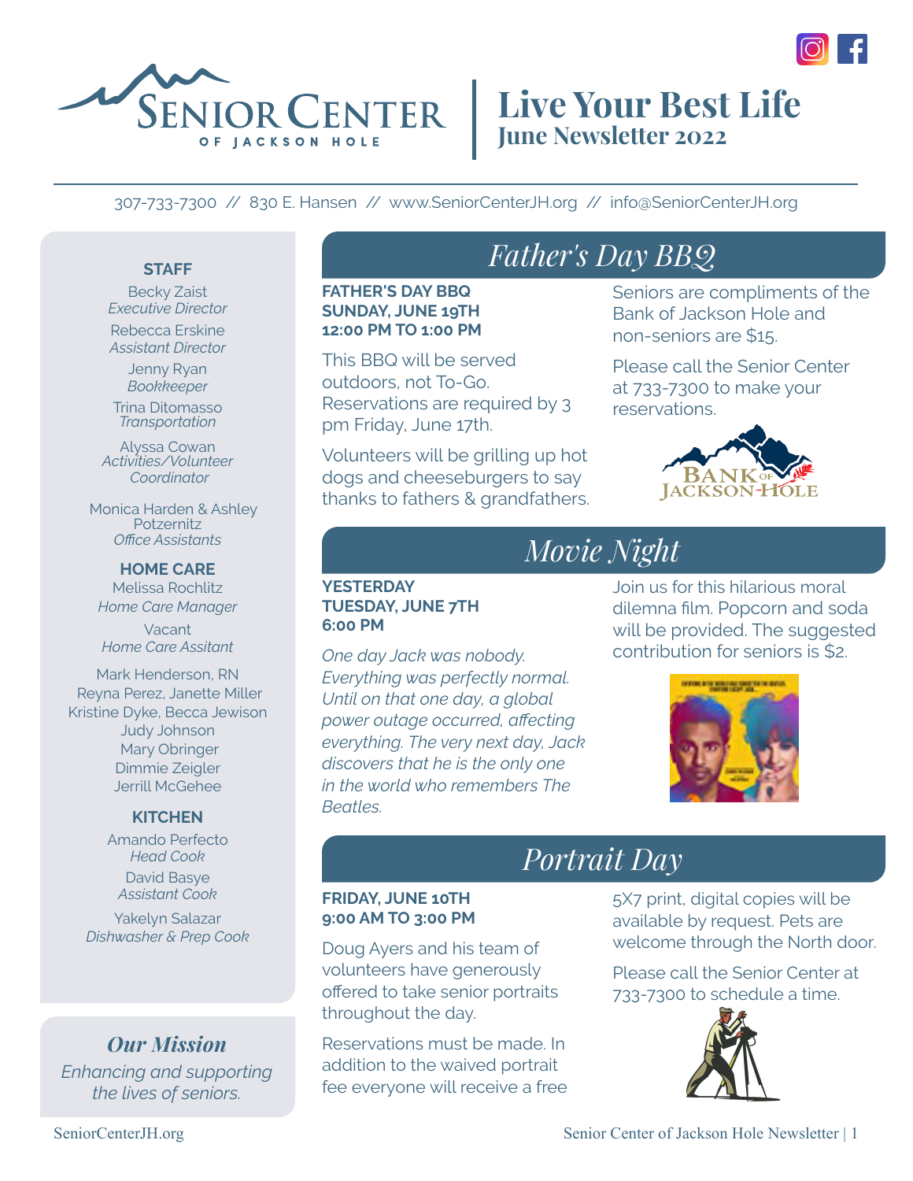# Senior Center of Jackson Hole

# Live Your Best Life
## June Newsletter 2022

307-733-7300 // 830 E. Hansen // www.SeniorCenterJH.org // info@SeniorCenterJH.org

## Father's Day BBQ

**FATHER'S DAY BBQ**
**SUNDAY, JUNE 19TH**
**12:00 PM TO 1:00 PM**

This BBQ will be served outdoors, not To-Go. Reservations are required by 3 pm Friday, June 17th.

Volunteers will be grilling up hot dogs and cheeseburgers to say thanks to fathers & grandfathers.

Seniors are compliments of the Bank of Jackson Hole and non-seniors are $15.

Please call the Senior Center at 733-7300 to make your reservations.

## Movie Night

**YESTERDAY**
**TUESDAY, JUNE 7TH**
**6:00 PM**

*One day Jack was nobody. Everything was perfectly normal. Until on that one day, a global power outage occurred, affecting everything. The very next day, Jack discovers that he is the only one in the world who remembers The Beatles.*

Join us for this hilarious moral dilemna film. Popcorn and soda will be provided. The suggested contribution for seniors is $2.

## Portrait Day

**FRIDAY, JUNE 10TH**
**9:00 AM TO 3:00 PM**

Doug Ayers and his team of volunteers have generously offered to take senior portraits throughout the day.

Reservations must be made. In addition to the waived portrait fee everyone will receive a free 5X7 print, digital copies will be available by request. Pets are welcome through the North door.

Please call the Senior Center at 733-7300 to schedule a time.

### STAFF

Becky Zaist
*Executive Director*

Rebecca Erskine
*Assistant Director*

Jenny Ryan
*Bookkeeper*

Trina Ditomasso
*Transportation*

Alyssa Cowan
*Activities/Volunteer Coordinator*

Monica Harden & Ashley Potzernitz
*Office Assistants*

### HOME CARE

Melissa Rochlitz
*Home Care Manager*

Vacant
*Home Care Assitant*

Mark Henderson, RN
Reyna Perez, Janette Miller
Kristine Dyke, Becca Jewison
Judy Johnson
Mary Obringer
Dimmie Zeigler
Jerrill McGehee

### KITCHEN

Amando Perfecto
*Head Cook*

David Basye
*Assistant Cook*

Yakelyn Salazar
*Dishwasher & Prep Cook*

### Our Mission

*Enhancing and supporting the lives of seniors.*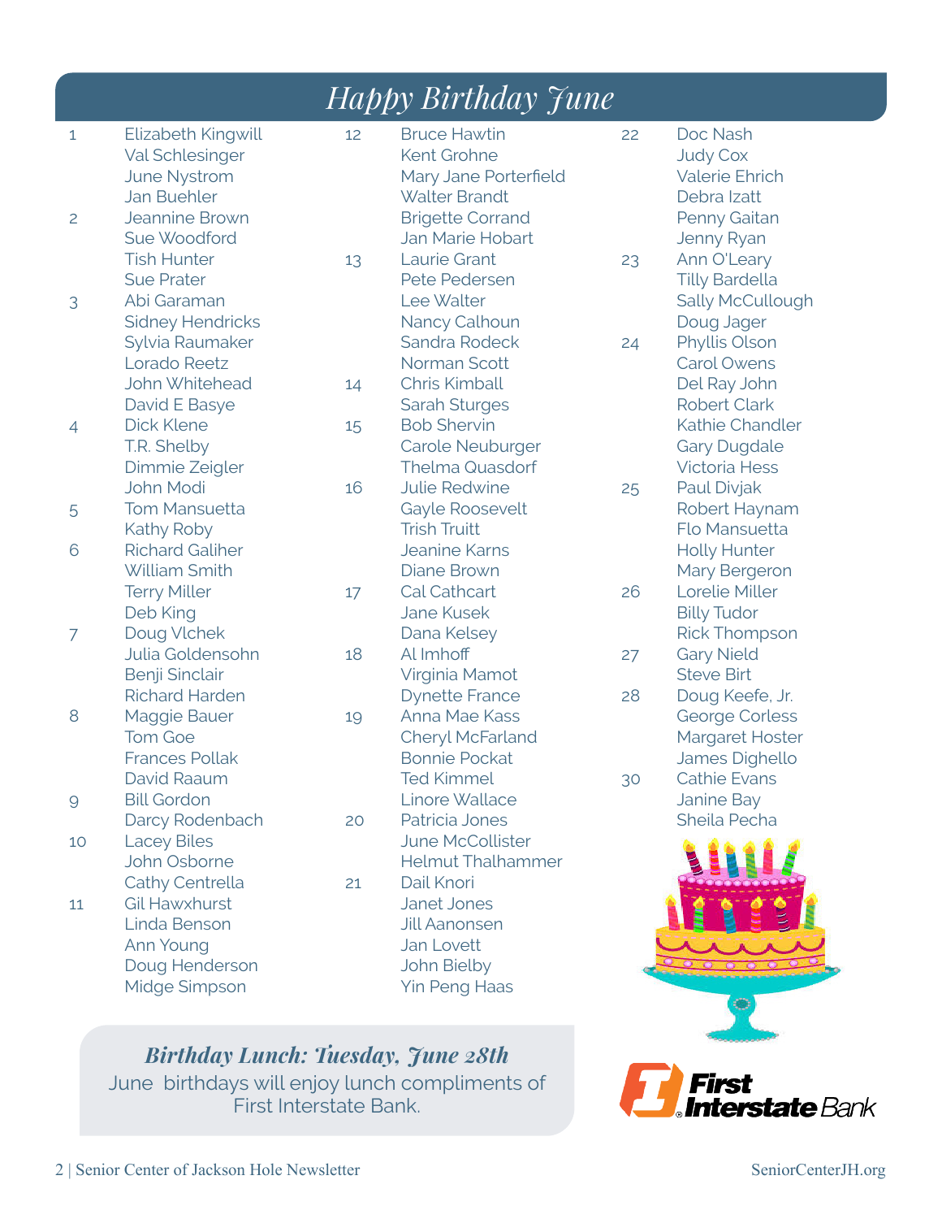# Happy Birthday June

**1**
- Elizabeth Kingwill
- Val Schlesinger
- June Nystrom
- Jan Buehler

**2**
- Jeannine Brown
- Sue Woodford
- Tish Hunter
- Sue Prater

**3**
- Abi Garaman
- Sidney Hendricks
- Sylvia Raumaker
- Lorado Reetz
- John Whitehead
- David E Basye

**4**
- Dick Klene
- T.R. Shelby
- Dimmie Zeigler
- John Modi

**5**
- Tom Mansuetta
- Kathy Roby

**6**
- Richard Galiher
- William Smith
- Terry Miller
- Deb King

**7**
- Doug Vlchek
- Julia Goldensohn
- Benji Sinclair
- Richard Harden

**8**
- Maggie Bauer
- Tom Goe
- Frances Pollak
- David Raaum

**9**
- Bill Gordon
- Darcy Rodenbach

**10**
- Lacey Biles
- John Osborne
- Cathy Centrella

**11**
- Gil Hawxhurst
- Linda Benson
- Ann Young
- Doug Henderson
- Midge Simpson

**12**
- Bruce Hawtin
- Kent Grohne
- Mary Jane Porterfield
- Walter Brandt
- Brigette Corrand
- Jan Marie Hobart

**13**
- Laurie Grant
- Pete Pedersen
- Lee Walter
- Nancy Calhoun
- Sandra Rodeck
- Norman Scott

**14**
- Chris Kimball
- Sarah Sturges

**15**
- Bob Shervin
- Carole Neuburger
- Thelma Quasdorf

**16**
- Julie Redwine
- Gayle Roosevelt
- Trish Truitt
- Jeanine Karns
- Diane Brown

**17**
- Cal Cathcart
- Jane Kusek
- Dana Kelsey

**18**
- Al Imhoff
- Virginia Mamot
- Dynette France

**19**
- Anna Mae Kass
- Cheryl McFarland
- Bonnie Pockat
- Ted Kimmel
- Linore Wallace

**20**
- Patricia Jones
- June McCollister
- Helmut Thalhammer

**21**
- Dail Knori
- Janet Jones
- Jill Aanonsen
- Jan Lovett
- John Bielby
- Yin Peng Haas

**22**
- Doc Nash
- Judy Cox
- Valerie Ehrich
- Debra Izatt
- Penny Gaitan
- Jenny Ryan

**23**
- Ann O'Leary
- Tilly Bardella
- Sally McCullough
- Doug Jager

**24**
- Phyllis Olson
- Carol Owens
- Del Ray John
- Robert Clark
- Kathie Chandler
- Gary Dugdale
- Victoria Hess

**25**
- Paul Divjak
- Robert Haynam
- Flo Mansuetta
- Holly Hunter
- Mary Bergeron

**26**
- Lorelie Miller
- Billy Tudor
- Rick Thompson

**27**
- Gary Nield
- Steve Birt

**28**
- Doug Keefe, Jr.
- George Corless
- Margaret Hoster
- James Dighello

**30**
- Cathie Evans
- Janine Bay
- Sheila Pecha

## *Birthday Lunch: Tuesday, June 28th*

June birthdays will enjoy lunch compliments of First Interstate Bank.

First Interstate Bank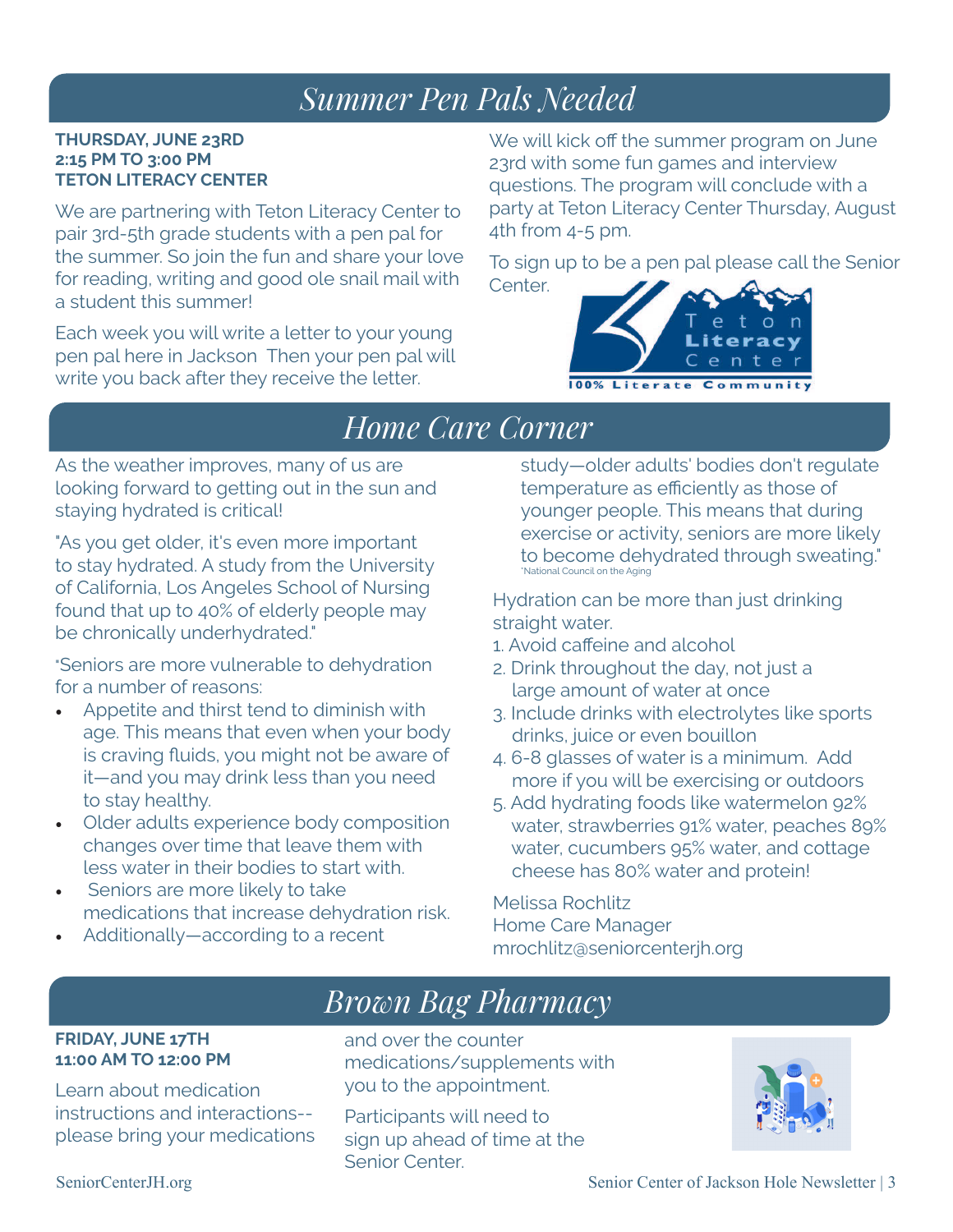## Summer Pen Pals Needed

**THURSDAY, JUNE 23RD**
**2:15 PM TO 3:00 PM**
**TETON LITERACY CENTER**

We are partnering with Teton Literacy Center to pair 3rd-5th grade students with a pen pal for the summer. So join the fun and share your love for reading, writing and good ole snail mail with a student this summer!

Each week you will write a letter to your young pen pal here in Jackson Then your pen pal will write you back after they receive the letter.

We will kick off the summer program on June 23rd with some fun games and interview questions. The program will conclude with a party at Teton Literacy Center Thursday, August 4th from 4-5 pm.

To sign up to be a pen pal please call the Senior Center.

Teton Literacy Center
100% Literate Community

## Home Care Corner

As the weather improves, many of us are looking forward to getting out in the sun and staying hydrated is critical!

"As you get older, it's even more important to stay hydrated. A study from the University of California, Los Angeles School of Nursing found that up to 40% of elderly people may be chronically underhydrated."

"Seniors are more vulnerable to dehydration for a number of reasons:

- Appetite and thirst tend to diminish with age. This means that even when your body is craving fluids, you might not be aware of it—and you may drink less than you need to stay healthy.
- Older adults experience body composition changes over time that leave them with less water in their bodies to start with.
- Seniors are more likely to take medications that increase dehydration risk.
- Additionally—according to a recent study—older adults' bodies don't regulate temperature as efficiently as those of younger people. This means that during exercise or activity, seniors are more likely to become dehydrated through sweating."
  *National Council on the Aging

Hydration can be more than just drinking straight water.

1. Avoid caffeine and alcohol
2. Drink throughout the day, not just a large amount of water at once
3. Include drinks with electrolytes like sports drinks, juice or even bouillon
4. 6-8 glasses of water is a minimum. Add more if you will be exercising or outdoors
5. Add hydrating foods like watermelon 92% water, strawberries 91% water, peaches 89% water, cucumbers 95% water, and cottage cheese has 80% water and protein!

Melissa Rochlitz
Home Care Manager
mrochlitz@seniorcenterjh.org

## Brown Bag Pharmacy

**FRIDAY, JUNE 17TH**
**11:00 AM TO 12:00 PM**

Learn about medication instructions and interactions--please bring your medications and over the counter medications/supplements with you to the appointment.

Participants will need to sign up ahead of time at the Senior Center.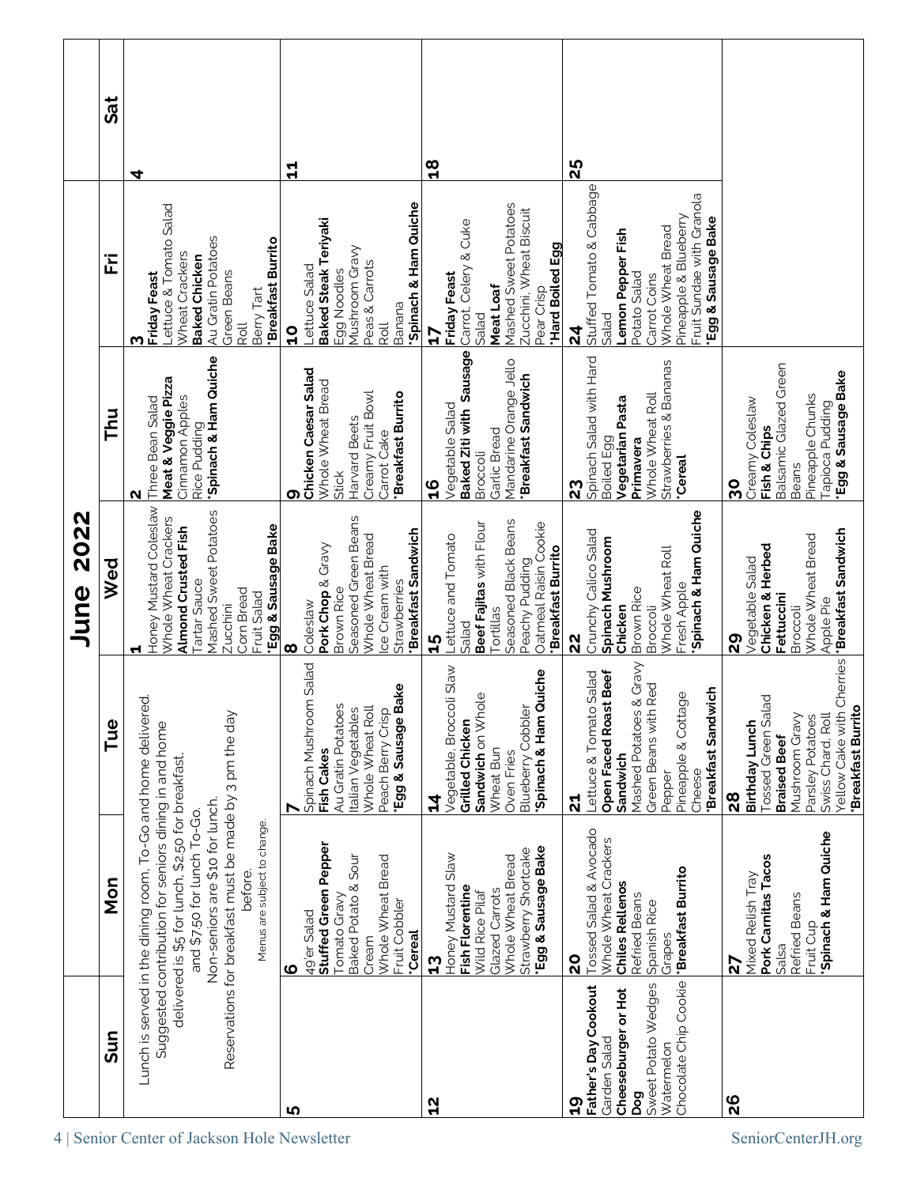# June 2022

| Sun | Mon | Tue | Wed | Thu | Fri | Sat |
|---|---|---|---|---|---|---|
| Lunch is served in the dining room, To-Go and home delivered. Suggested contribution for seniors dining in and home delivered is $5 for lunch, $2.50 for breakfast, and $7.50 for lunch To-Go. Non-seniors are $10 for lunch. Reservations for breakfast must be made by 3 pm the day before. Menus are subject to change. | | | **1** Honey Mustard Coleslaw, Whole Wheat Crackers, **Almond Crusted Fish**, Tartar Sauce, Mashed Sweet Potatoes, Zucchini, Corn Bread, Fruit Salad, ***Egg & Sausage Bake** | **2** Three Bean Salad, **Meat & Veggie Pizza**, Cinnamon Apples, Rice Pudding, ***Spinach & Ham Quiche** | **3** **Friday Feast** Lettuce & Tomato Salad, Wheat Crackers, **Baked Chicken**, Au Gratin Potatoes, Green Beans, Roll, Berry Tart, ***Breakfast Burrito** | **4** |
| **5** | **6** 49'er Salad, **Stuffed Green Pepper**, Tomato Gravy, Baked Potato & Sour Cream, Whole Wheat Bread, Fruit Cobbler, ***Cereal** | **7** Spinach Mushroom Salad, **Fish Cakes**, Au Gratin Potatoes, Italian Vegetables, Whole Wheat Roll, Peach Berry Crisp, ***Egg & Sausage Bake** | **8** Coleslaw, **Pork Chop** & Gravy, Brown Rice, Seasoned Green Beans, Whole Wheat Bread, Ice Cream with Strawberries, ***Breakfast Sandwich** | **9** **Chicken Caesar Salad**, Whole Wheat Bread Stick, Harvard Beets, Creamy Fruit Bowl, Carrot Cake, ***Breakfast Burrito** | **10** Lettuce Salad, **Baked Steak Teriyaki**, Egg Noodles, Mushroom Gravy, Peas & Carrots, Roll, Banana, ***Spinach & Ham Quiche** | **11** |
| **12** | **13** Honey Mustard Slaw, **Fish Florentine**, Wild Rice Pilaf, Glazed Carrots, Whole Wheat Bread, Strawberry Shortcake, ***Egg & Sausage Bake** | **14** Vegetable, Broccoli Slaw, **Grilled Chicken Sandwich** on Whole Wheat Bun, Oven Fries, Blueberry Cobbler, ***Spinach & Ham Quiche** | **15** Lettuce and Tomato Salad, **Beef Fajitas** with Flour Tortillas, Seasoned Black Beans, Peachy Pudding, Oatmeal Raisin Cookie, ***Breakfast Burrito** | **16** Vegetable Salad, **Baked Ziti with Sausage**, Broccoli, Garlic Bread, Mandarine Orange Jello, ***Breakfast Sandwich** | **17** **Friday Feast** Carrot, Celery & Cuke Salad, **Meat Loaf**, Mashed Sweet Potatoes, Zucchini, Wheat Biscuit, Pear Crisp, ***Hard Boiled Egg** | **18** |
| **19** **Father's Day Cookout** Garden Salad, **Cheeseburger or Hot Dog**, Sweet Potato Wedges, Watermelon, Chocolate Chip Cookie | **20** Tossed Salad & Avocado, Whole Wheat Crackers, **Chiles Rellenos**, Refried Beans, Spanish Rice, Grapes, ***Breakfast Burrito** | **21** Lettuce & Tomato Salad, **Open Faced Roast Beef Sandwich**, Mashed Potatoes & Gravy, Green Beans with Red Pepper, Pineapple & Cottage Cheese, ***Breakfast Sandwich** | **22** Crunchy Calico Salad, **Spinach Mushroom Chicken**, Brown Rice, Broccoli, Whole Wheat Roll, Fresh Apple, ***Spinach & Ham Quiche** | **23** Spinach Salad with Hard Boiled Egg, **Vegetarian Pasta Primavera**, Whole Wheat Roll, Strawberries & Bananas, ***Cereal** | **24** Stuffed Tomato & Cabbage Salad, **Lemon Pepper Fish**, Potato Salad, Carrot Coins, Whole Wheat Bread, Pineapple & Blueberry, Fruit Sundae with Granola, ***Egg & Sausage Bake** | **25** |
| **26** | **27** Mixed Relish Tray, **Pork Carnitas Tacos**, Salsa, Refried Beans, Fruit Cup, ***Spinach & Ham Quiche** | **28** **Birthday Lunch** Tossed Green Salad, **Braised Beef**, Mushroom Gravy, Parsley Potatoes, Swiss Chard, Roll, Yellow Cake with Cherries, ***Breakfast Burrito** | **29** Vegetable Salad, **Chicken & Herbed Fettuccini**, Broccoli, Whole Wheat Bread, Apple Pie, ***Breakfast Sandwich** | **30** Creamy Coleslaw, **Fish & Chips**, Balsamic Glazed Green Beans, Pineapple Chunks, Tapioca Pudding, ***Egg & Sausage Bake** | | |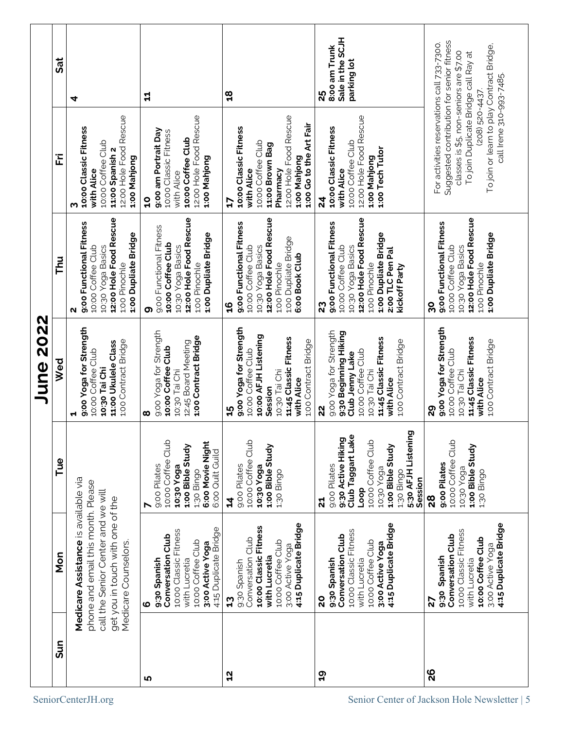# June 2022

| Sun | Mon | Tue | Wed | Thu | Fri | Sat |
|---|---|---|---|---|---|---|
| **Medicare Assistance** is available via phone and email this month. Please call the Senior Center and we will get you in touch with one of the Medicare Counselors. | | | **1**<br>**9:00 Yoga for Strength**<br>10:00 Coffee Club<br>**10:30 Tai Chi**<br>**11:00 Ukulele Class**<br>1:00 Contract Bridge | **2**<br>**9:00 Functional Fitness**<br>10:00 Coffee Club<br>10:30 Yoga Basics<br>**12:00 Hole Food Rescue**<br>1:00 Pinochle<br>**1:00 Dupliate Bridge** | **3**<br>**10:00 Classic Fitness with Alice**<br>10:00 Coffee Club<br>**11:00 Spanish 2**<br>12:00 Hole Food Rescue<br>**1:00 Mahjong** | **4** |
| **5** | **6**<br>**9:30 Spanish Conversation Club**<br>10:00 Classic Fitness with Lucretia<br>10:00 Coffee Club<br>**3:00 Active Yoga**<br>4:15 Duplicate Bridge | **7**<br>9:00 Pilates<br>10:00 Coffee Club<br>**10:30 Yoga**<br>**1:00 Bible Study**<br>1:30 Bingo<br>**6:00 Movie Night**<br>6:00 Quilt Guild | **8**<br>9:00 Yoga for Strength<br>**10:00 Coffee Club**<br>10:30 Tai Chi<br>12:45 Board Meeting<br>**1:00 Contract Bridge** | **9**<br>9:00 Functional Fitness<br>**10:00 Coffee Club**<br>10:30 Yoga Basics<br>**12:00 Hole Food Rescue**<br>1:00 Pinochle<br>**1:00 Dupliate Bridge** | **10**<br>**9:00 am Portrait Day**<br>10:00 Classic Fitness with Alice<br>**10:00 Coffee Club**<br>12:00 Hole Food Rescue<br>**1:00 Mahjong** | **11** |
| **12** | **13**<br>9:30 Spanish Conversation Club<br>**10:00 Classic Fitness with Lucretia**<br>10:00 Coffee Club<br>3:00 Active Yoga<br>**4:15 Duplicate Bridge** | **14**<br>9:00 Pilates<br>10:00 Coffee Club<br>**10:30 Yoga**<br>**1:00 Bible Study**<br>1:30 Bingo | **15**<br>**9:00 Yoga for Strength**<br>10:00 Coffee Club<br>**10:00 AFJH Listening Session**<br>10:30 Tai Chi<br>**11:45 Classic Fitness with Alice**<br>1:00 Contract Bridge | **16**<br>**9:00 Functional Fitness**<br>10:00 Coffee Club<br>10:30 Yoga Basics<br>**12:00 Hole Food Rescue**<br>1:00 Pinochle<br>1:00 Dupliate Bridge<br>**6:00 Book Club** | **17**<br>**10:00 Classic Fitness with Alice**<br>10:00 Coffee Club<br>**11:00 Brown Bag Pharmacy**<br>12:00 Hole Food Rescue<br>**1:00 Mahjong**<br>**1:00 Go to the Art Fair** | **18** |
| **19** | **20**<br>**9:30 Spanish Conversation Club**<br>10:00 Classic Fitness with Lucretia<br>10:00 Coffee Club<br>**3:00 Active Yoga**<br>**4:15 Duplicate Bridge** | **21**<br>9:00 Pilates<br>**9:30 Active Hiking Club Taggart Lake Loop**<br>10:00 Coffee Club<br>10:30 Yoga<br>**1:00 Bible Study**<br>1:30 Bingo<br>**5:30 AFJH Listening Session** | **22**<br>9:00 Yoga for Strength<br>**9:30 Beginning Hiking Club Jenny Lake**<br>10:00 Coffee Club<br>10:30 Tai Chi<br>**11:45 Classic Fitness with Alice**<br>1:00 Contract Bridge | **23**<br>**9:00 Functional Fitness**<br>10:00 Coffee Club<br>10:30 Yoga Basics<br>**12:00 Hole Food Rescue**<br>1:00 Pinochle<br>**1:00 Dupliate Bridge**<br>**2:00 TLC Pen Pal kickoff Party** | **24**<br>**10:00 Classic Fitness with Alice**<br>10:00 Coffee Club<br>12:00 Hole Food Rescue<br>**1:00 Mahjong**<br>**1:00 Tech Tutor** | **25**<br>**8:00 am Trunk Sale in the SCJH parking lot** |
| **26** | **27**<br>**9:30 Spanish Conversation Club**<br>10:00 Classic Fitness with Lucretia<br>**10:00 Coffee Club**<br>3:00 Active Yoga<br>**4:15 Duplicate Bridge** | **28**<br>**9:00 Pilates**<br>10:00 Coffee Club<br>10:30 Yoga<br>**1:00 Bible Study**<br>1:30 Bingo | **29**<br>**9:00 Yoga for Strength**<br>10:00 Coffee Club<br>10:30 Tai Chi<br>**11:45 Classic Fitness with Alice**<br>1:00 Contract Bridge | **30**<br>**9:00 Functional Fitness**<br>10:00 Coffee Club<br>10:30 Yoga Basics<br>**12:00 Hole Food Rescue**<br>1:00 Pinochle<br>**1:00 Dupliate Bridge** | For activities reservations call 733-7300. Suggested contribution for senior fitness classes is $5, non-seniors are $7.00<br>To join Duplicate Bridge call Ray at (208) 520-4437.<br>To join or learn to play Contract Bridge, call Irene 310-993-7485. | |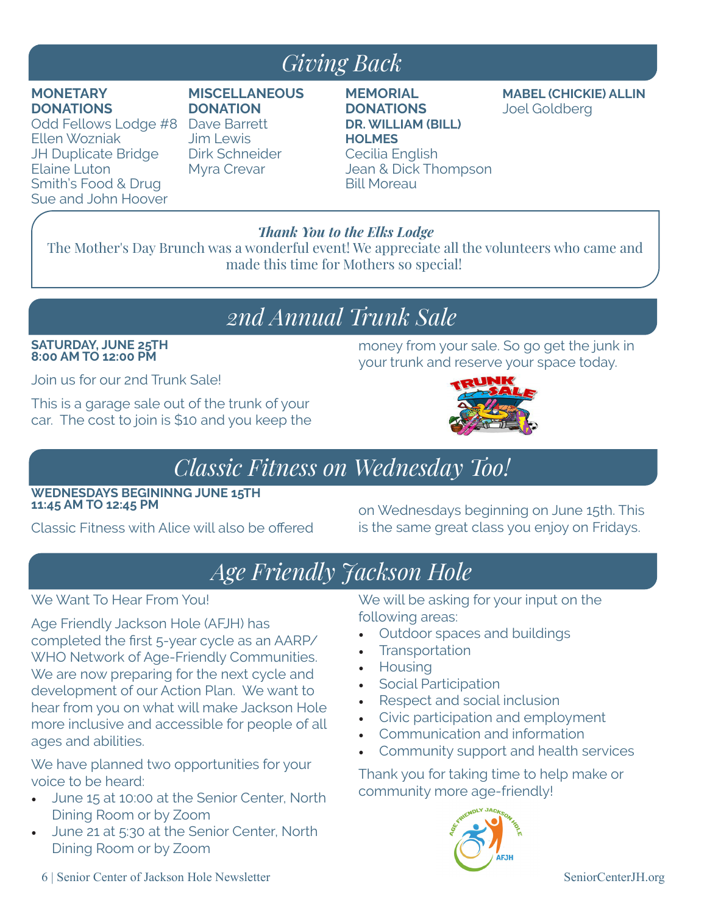# Giving Back

**MONETARY DONATIONS**
Odd Fellows Lodge #8
Ellen Wozniak
JH Duplicate Bridge
Elaine Luton
Smith's Food & Drug
Sue and John Hoover

**MISCELLANEOUS DONATION**
Dave Barrett
Jim Lewis
Dirk Schneider
Myra Crevar

**MEMORIAL DONATIONS**
**DR. WILLIAM (BILL) HOLMES**
Cecilia English
Jean & Dick Thompson
Bill Moreau

**MABEL (CHICKIE) ALLIN**
Joel Goldberg

***Thank You to the Elks Lodge***

The Mother's Day Brunch was a wonderful event! We appreciate all the volunteers who came and made this time for Mothers so special!

# 2nd Annual Trunk Sale

**SATURDAY, JUNE 25TH**
**8:00 AM TO 12:00 PM**

Join us for our 2nd Trunk Sale!

This is a garage sale out of the trunk of your car. The cost to join is $10 and you keep the money from your sale. So go get the junk in your trunk and reserve your space today.

# Classic Fitness on Wednesday Too!

**WEDNESDAYS BEGININNG JUNE 15TH**
**11:45 AM TO 12:45 PM**

Classic Fitness with Alice will also be offered on Wednesdays beginning on June 15th. This is the same great class you enjoy on Fridays.

# Age Friendly Jackson Hole

We Want To Hear From You!

Age Friendly Jackson Hole (AFJH) has completed the first 5-year cycle as an AARP/WHO Network of Age-Friendly Communities. We are now preparing for the next cycle and development of our Action Plan. We want to hear from you on what will make Jackson Hole more inclusive and accessible for people of all ages and abilities.

We have planned two opportunities for your voice to be heard:

- June 15 at 10:00 at the Senior Center, North Dining Room or by Zoom
- June 21 at 5:30 at the Senior Center, North Dining Room or by Zoom

We will be asking for your input on the following areas:

- Outdoor spaces and buildings
- Transportation
- Housing
- Social Participation
- Respect and social inclusion
- Civic participation and employment
- Communication and information
- Community support and health services

Thank you for taking time to help make or community more age-friendly!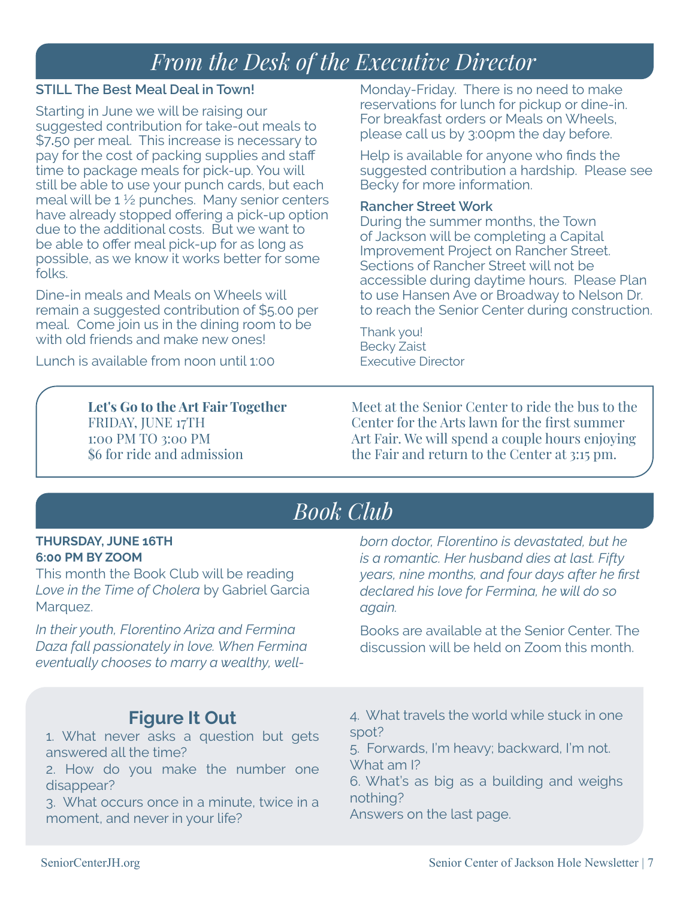# From the Desk of the Executive Director

**STILL The Best Meal Deal in Town!**

Starting in June we will be raising our suggested contribution for take-out meals to $7.50 per meal. This increase is necessary to pay for the cost of packing supplies and staff time to package meals for pick-up. You will still be able to use your punch cards, but each meal will be 1 ½ punches. Many senior centers have already stopped offering a pick-up option due to the additional costs. But we want to be able to offer meal pick-up for as long as possible, as we know it works better for some folks.

Dine-in meals and Meals on Wheels will remain a suggested contribution of $5.00 per meal. Come join us in the dining room to be with old friends and make new ones!

Lunch is available from noon until 1:00 Monday-Friday. There is no need to make reservations for lunch for pickup or dine-in. For breakfast orders or Meals on Wheels, please call us by 3:00pm the day before.

Help is available for anyone who finds the suggested contribution a hardship. Please see Becky for more information.

**Rancher Street Work**

During the summer months, the Town of Jackson will be completing a Capital Improvement Project on Rancher Street. Sections of Rancher Street will not be accessible during daytime hours. Please Plan to use Hansen Ave or Broadway to Nelson Dr. to reach the Senior Center during construction.

Thank you!
Becky Zaist
Executive Director

**Let's Go to the Art Fair Together**
FRIDAY, JUNE 17TH
1:00 PM TO 3:00 PM
$6 for ride and admission

Meet at the Senior Center to ride the bus to the Center for the Arts lawn for the first summer Art Fair. We will spend a couple hours enjoying the Fair and return to the Center at 3:15 pm.

# Book Club

**THURSDAY, JUNE 16TH**
**6:00 PM BY ZOOM**

This month the Book Club will be reading *Love in the Time of Cholera* by Gabriel Garcia Marquez.

*In their youth, Florentino Ariza and Fermina Daza fall passionately in love. When Fermina eventually chooses to marry a wealthy, well-born doctor, Florentino is devastated, but he is a romantic. Her husband dies at last. Fifty years, nine months, and four days after he first declared his love for Fermina, he will do so again.*

Books are available at the Senior Center. The discussion will be held on Zoom this month.

## Figure It Out

1. What never asks a question but gets answered all the time?
2. How do you make the number one disappear?
3. What occurs once in a minute, twice in a moment, and never in your life?
4. What travels the world while stuck in one spot?
5. Forwards, I'm heavy; backward, I'm not. What am I?
6. What's as big as a building and weighs nothing?

Answers on the last page.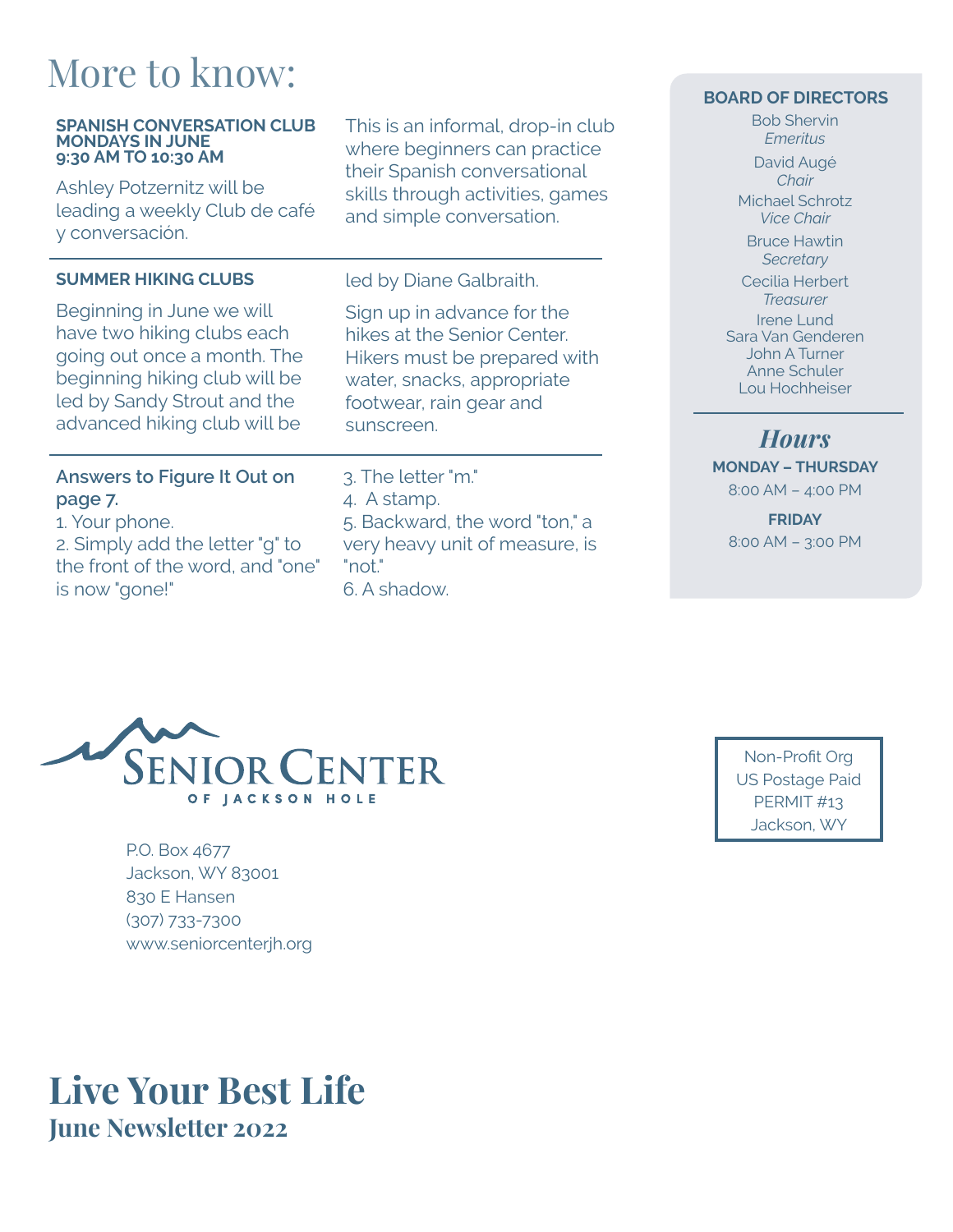# More to know:

**SPANISH CONVERSATION CLUB**
**MONDAYS IN JUNE**
**9:30 AM TO 10:30 AM**

Ashley Potzernitz will be leading a weekly Club de café y conversación.

This is an informal, drop-in club where beginners can practice their Spanish conversational skills through activities, games and simple conversation.

**SUMMER HIKING CLUBS**

Beginning in June we will have two hiking clubs each going out once a month. The beginning hiking club will be led by Sandy Strout and the advanced hiking club will be led by Diane Galbraith.

Sign up in advance for the hikes at the Senior Center. Hikers must be prepared with water, snacks, appropriate footwear, rain gear and sunscreen.

**Answers to Figure It Out on page 7.**

1. Your phone.
2. Simply add the letter "g" to the front of the word, and "one" is now "gone!"
3. The letter "m."
4. A stamp.
5. Backward, the word "ton," a very heavy unit of measure, is "not."
6. A shadow.

**BOARD OF DIRECTORS**

Bob Shervin
*Emeritus*

David Augé
*Chair*

Michael Schrotz
*Vice Chair*

Bruce Hawtin
*Secretary*

Cecilia Herbert
*Treasurer*

Irene Lund
Sara Van Genderen
John A Turner
Anne Schuler
Lou Hochheiser

## *Hours*

**MONDAY – THURSDAY**
8:00 AM – 4:00 PM

**FRIDAY**
8:00 AM – 3:00 PM

SENIOR CENTER
OF JACKSON HOLE

P.O. Box 4677
Jackson, WY 83001
830 E Hansen
(307) 733-7300
www.seniorcenterjh.org

Non-Profit Org
US Postage Paid
PERMIT #13
Jackson, WY

# Live Your Best Life

## June Newsletter 2022